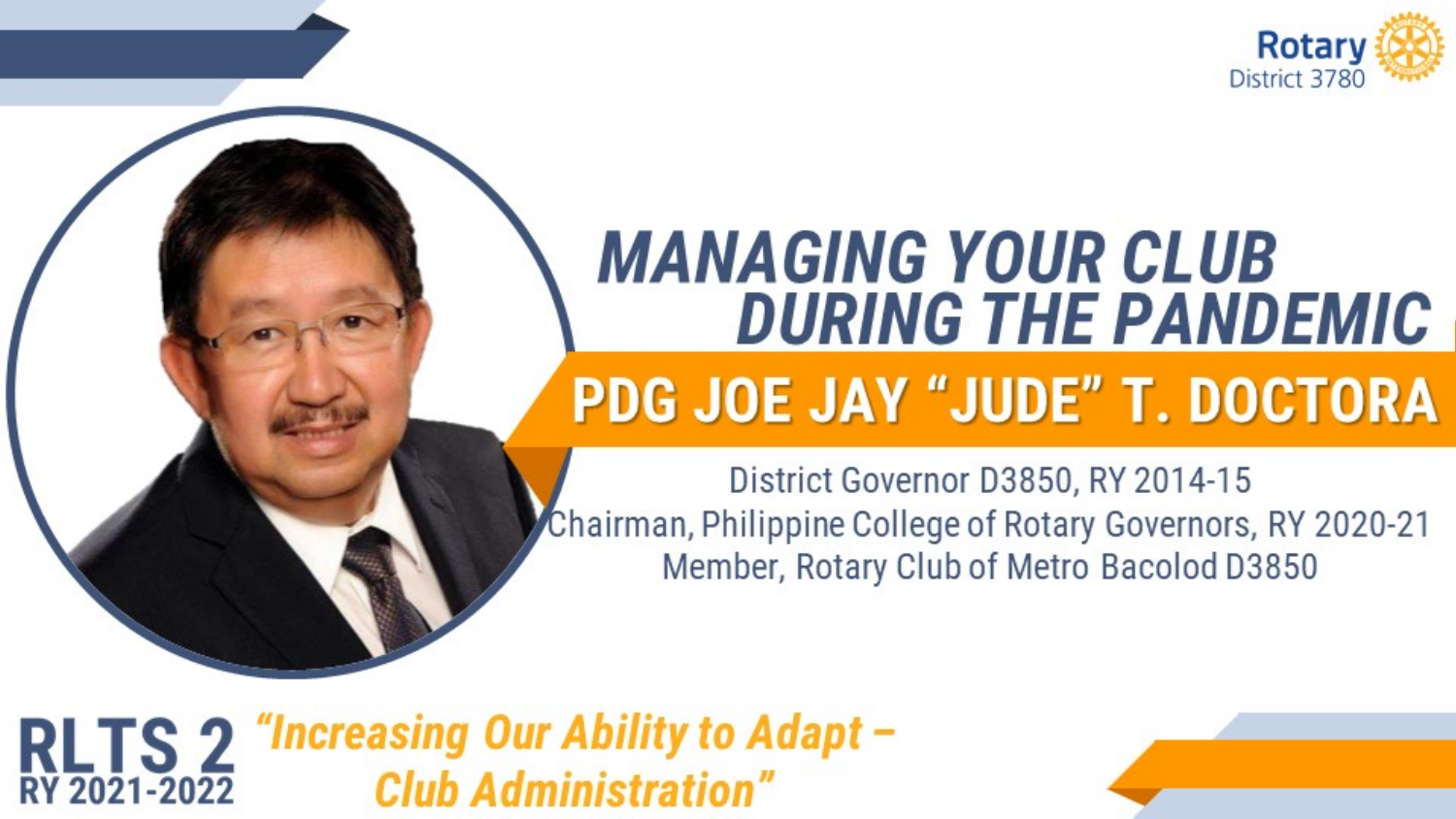Rotary
District 3780

# MANAGING YOUR CLUB DURING THE PANDEMIC

## PDG JOE JAY "JUDE" T. DOCTORA

District Governor D3850, RY 2014-15
Chairman, Philippine College of Rotary Governors, RY 2020-21
Member, Rotary Club of Metro Bacolod D3850

**RLTS 2**
**RY 2021-2022**

*"Increasing Our Ability to Adapt – Club Administration"*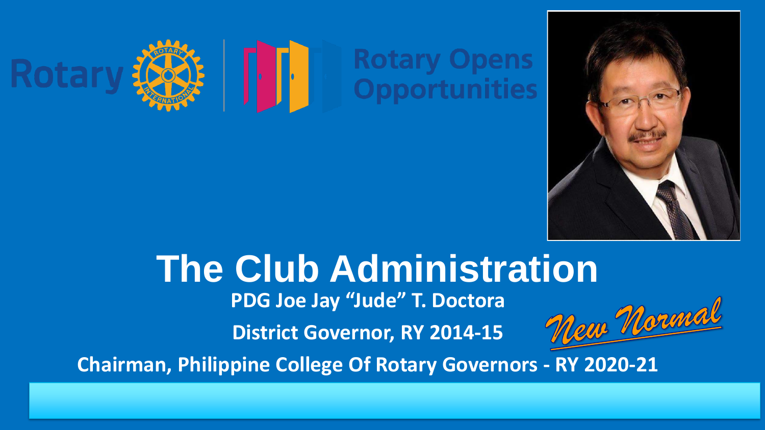Rotary | Rotary Opens Opportunities

# The Club Administration

**PDG Joe Jay "Jude" T. Doctora**

**District Governor, RY 2014-15**

*New Normal*

**Chairman, Philippine College Of Rotary Governors - RY 2020-21**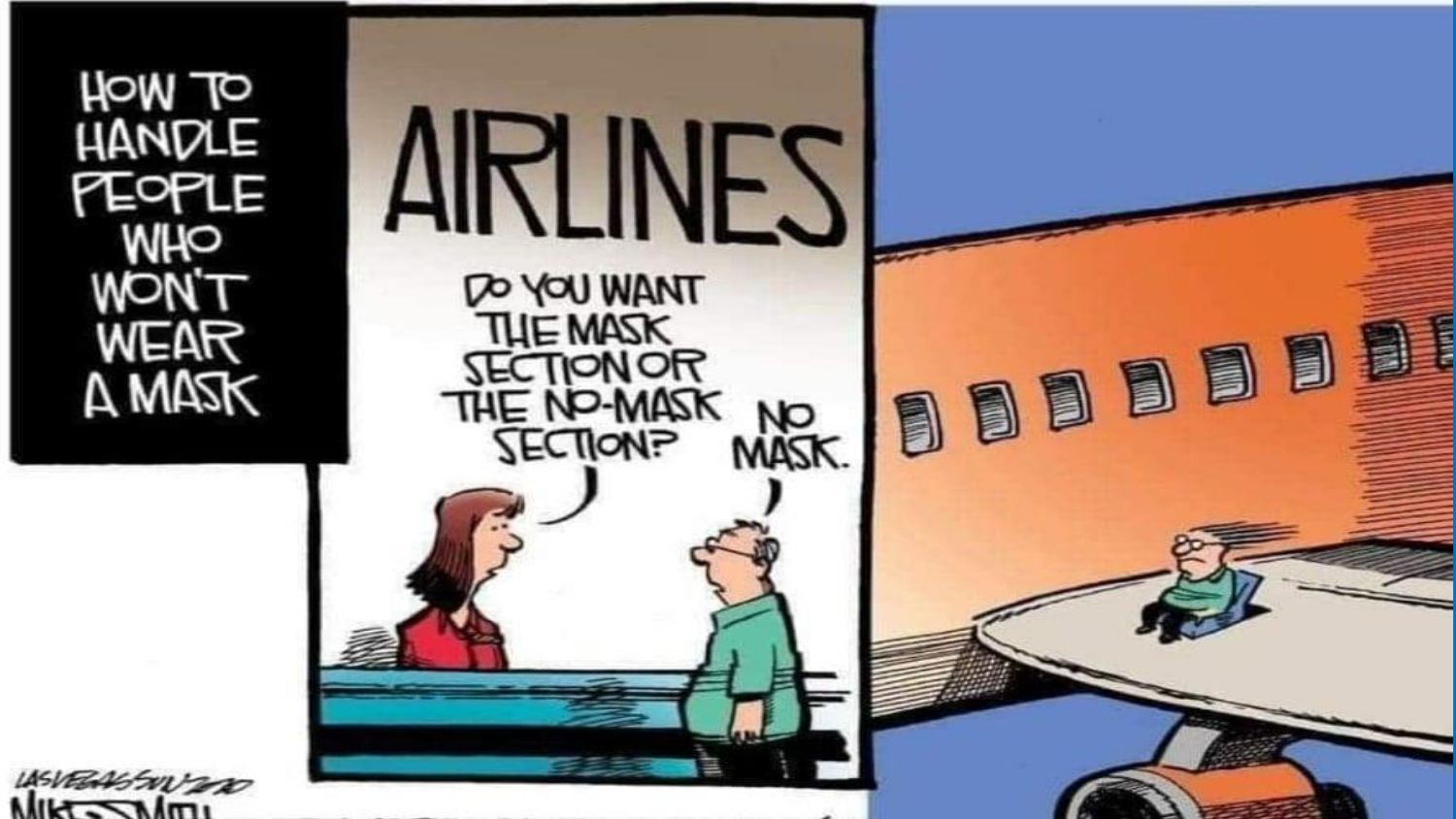HOW TO HANDLE PEOPLE WHO WON'T WEAR A MASK

AIRLINES

DO YOU WANT THE MASK SECTION OR THE NO-MASK SECTION?

NO MASK.

LAS VEGAS SUN 2020

MIKE SMITH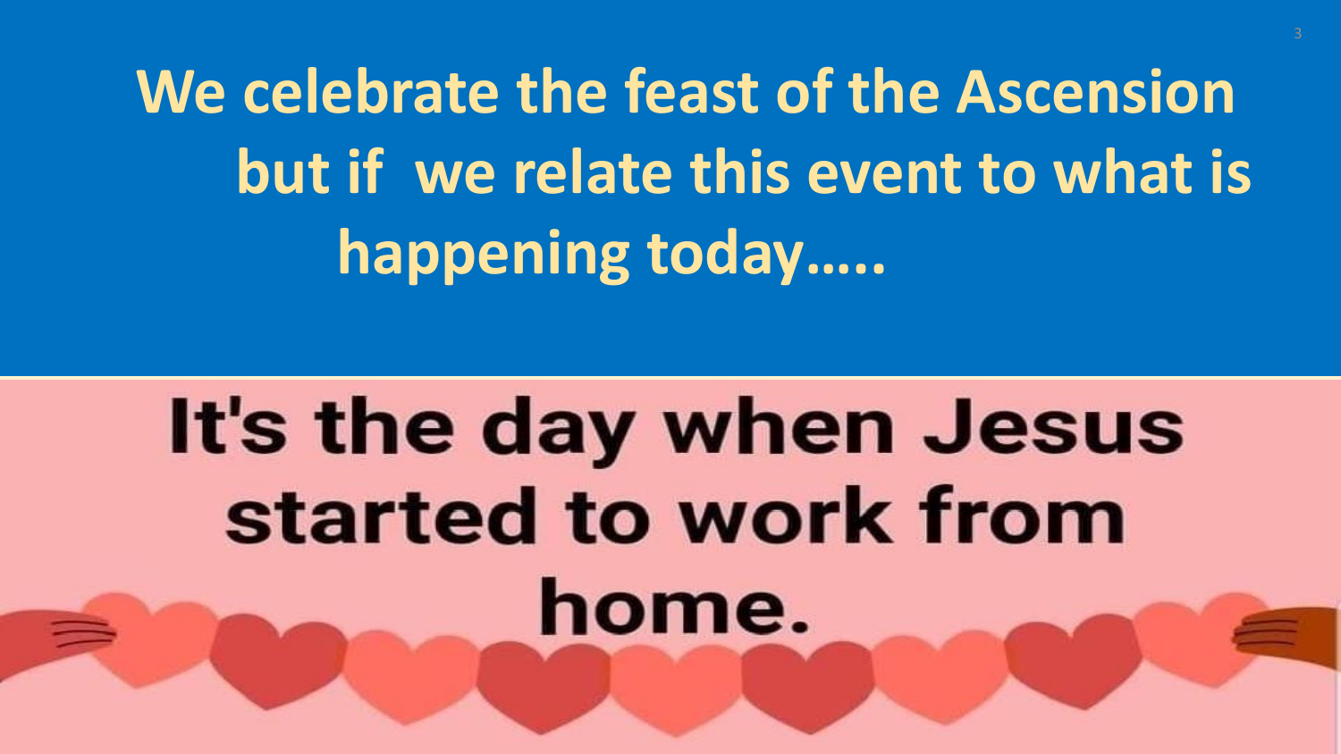# We celebrate the feast of the Ascension but if we relate this event to what is happening today…..

It's the day when Jesus started to work from home.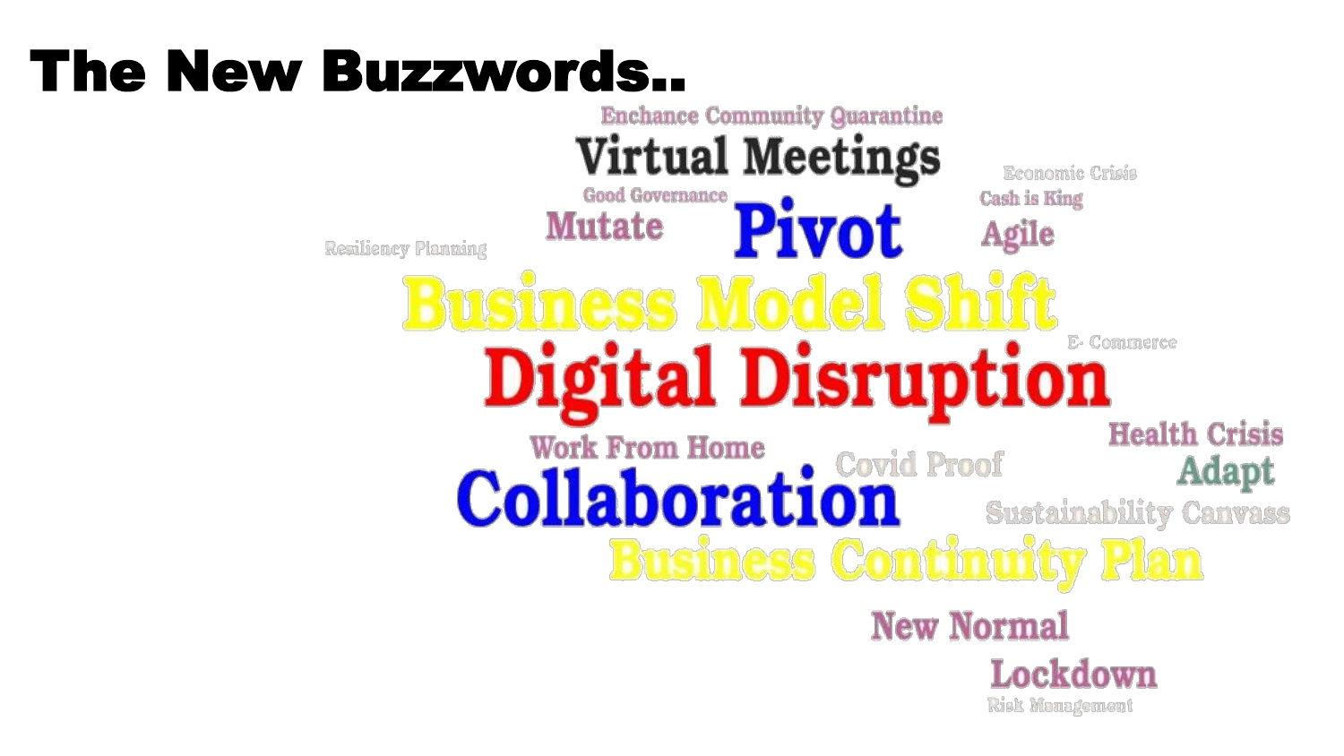# The New Buzzwords..

Enchance Community Quarantine

Virtual Meetings

Economic Crisis

Good Governance

Cash is King

Mutate

Pivot

Agile

Resiliency Planning

Business Model Shift

E- Commerce

Digital Disruption

Health Crisis

Work From Home

Covid Proof

Adapt

Collaboration

Sustainability Canvass

Business Continuity Plan

New Normal

Lockdown

Risk Management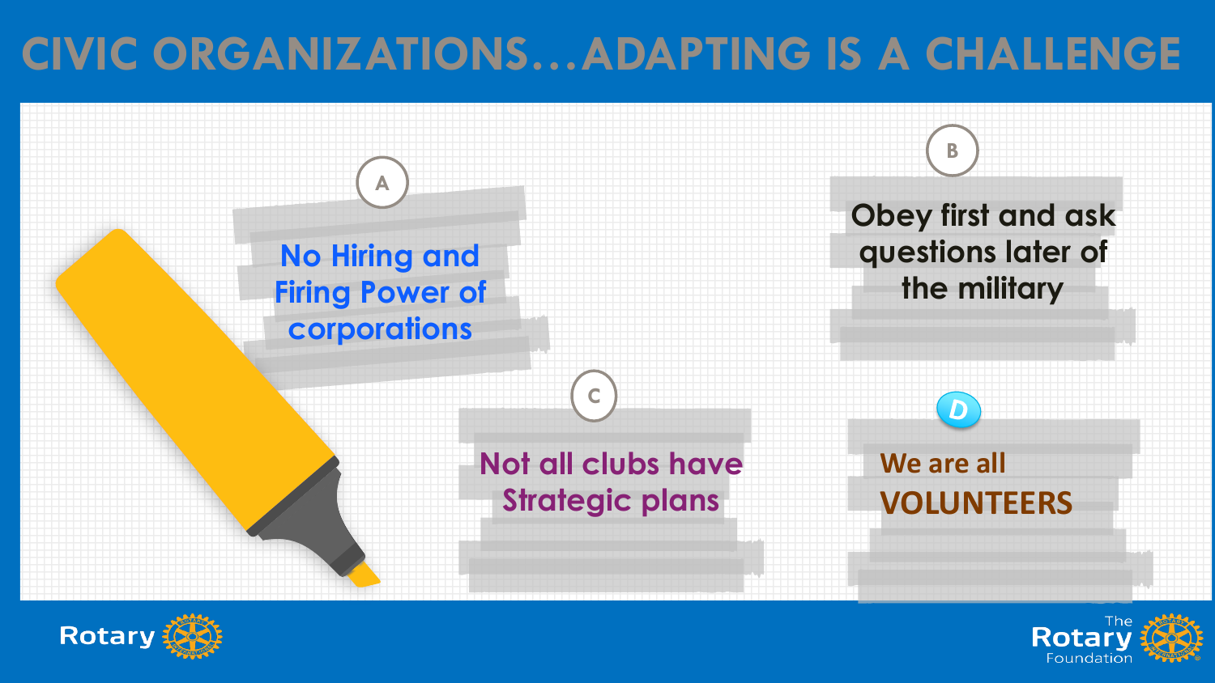# CIVIC ORGANIZATIONS…ADAPTING IS A CHALLENGE

**A**

No Hiring and Firing Power of corporations

**B**

Obey first and ask questions later of the military

**C**

Not all clubs have Strategic plans

**D**

We are all **VOLUNTEERS**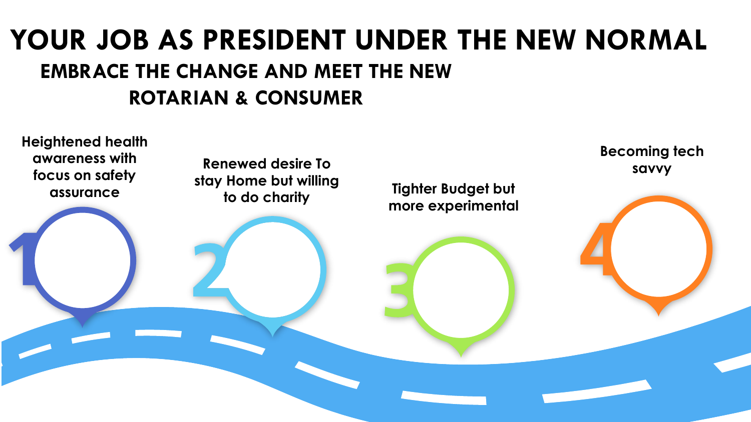# YOUR JOB AS PRESIDENT UNDER THE NEW NORMAL

## EMBRACE THE CHANGE AND MEET THE NEW ROTARIAN & CONSUMER

1. **Heightened health awareness with focus on safety assurance**
2. **Renewed desire To stay Home but willing to do charity**
3. **Tighter Budget but more experimental**
4. **Becoming tech savvy**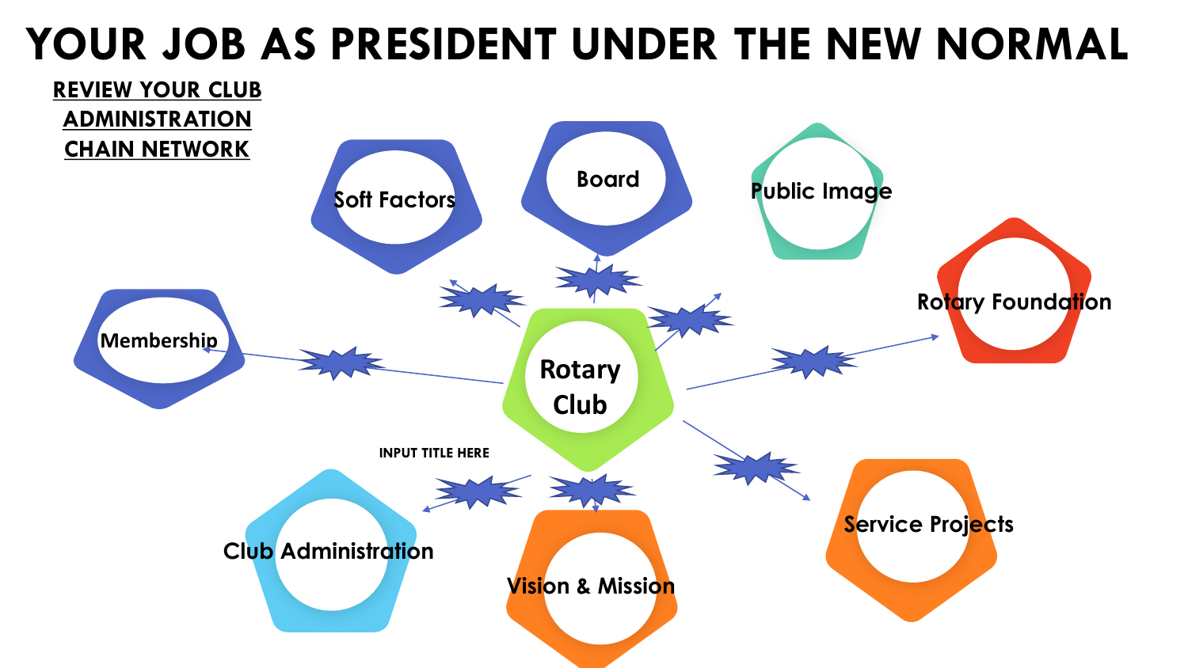# YOUR JOB AS PRESIDENT UNDER THE NEW NORMAL

**REVIEW YOUR CLUB ADMINISTRATION CHAIN NETWORK**

- Rotary Club
- Soft Factors
- Board
- Public Image
- Rotary Foundation
- Membership
- Service Projects
- Vision & Mission
- Club Administration

INPUT TITLE HERE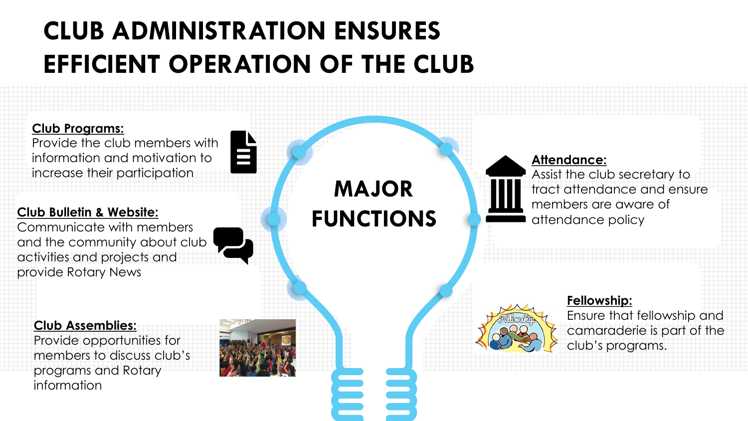# CLUB ADMINISTRATION ENSURES EFFICIENT OPERATION OF THE CLUB

## MAJOR FUNCTIONS

**Club Programs:**
Provide the club members with information and motivation to increase their participation

**Club Bulletin & Website:**
Communicate with members and the community about club activities and projects and provide Rotary News

**Club Assemblies:**
Provide opportunities for members to discuss club's programs and Rotary information

**Attendance:**
Assist the club secretary to tract attendance and ensure members are aware of attendance policy

**Fellowship:**
Ensure that fellowship and camaraderie is part of the club's programs.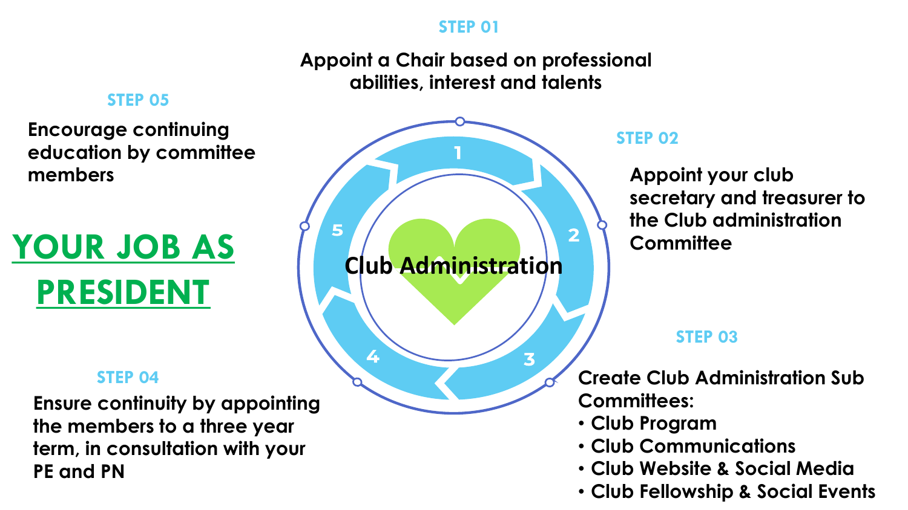# YOUR JOB AS PRESIDENT

## Club Administration

**STEP 01**

Appoint a Chair based on professional abilities, interest and talents

**STEP 02**

Appoint your club secretary and treasurer to the Club administration Committee

**STEP 03**

Create Club Administration Sub Committees:

- Club Program
- Club Communications
- Club Website & Social Media
- Club Fellowship & Social Events

**STEP 04**

Ensure continuity by appointing the members to a three year term, in consultation with your PE and PN

**STEP 05**

Encourage continuing education by committee members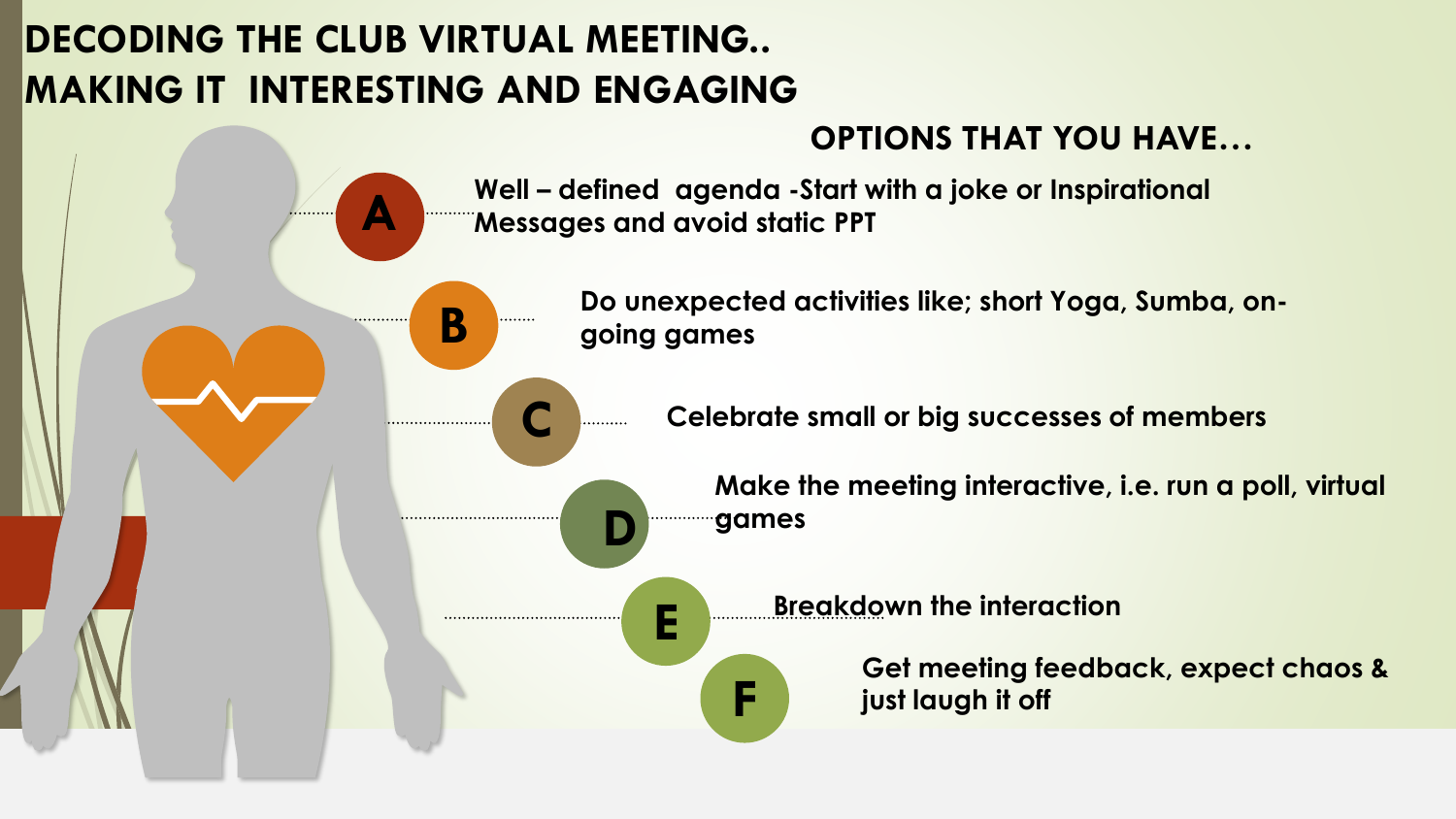# DECODING THE CLUB VIRTUAL MEETING.. MAKING IT INTERESTING AND ENGAGING

## OPTIONS THAT YOU HAVE…

- **A** Well – defined agenda -Start with a joke or Inspirational Messages and avoid static PPT
- **B** Do unexpected activities like; short Yoga, Sumba, on-going games
- **C** Celebrate small or big successes of members
- **D** Make the meeting interactive, i.e. run a poll, virtual games
- **E** Breakdown the interaction
- **F** Get meeting feedback, expect chaos & just laugh it off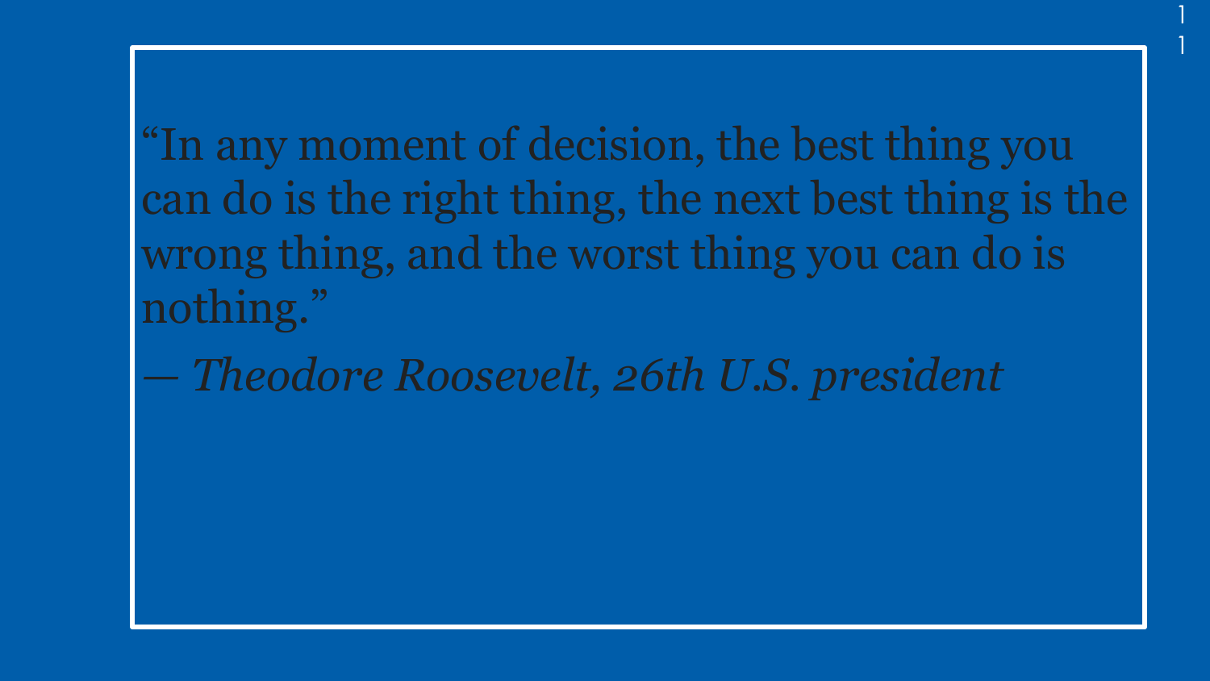"In any moment of decision, the best thing you can do is the right thing, the next best thing is the wrong thing, and the worst thing you can do is nothing."

*— Theodore Roosevelt, 26th U.S. president*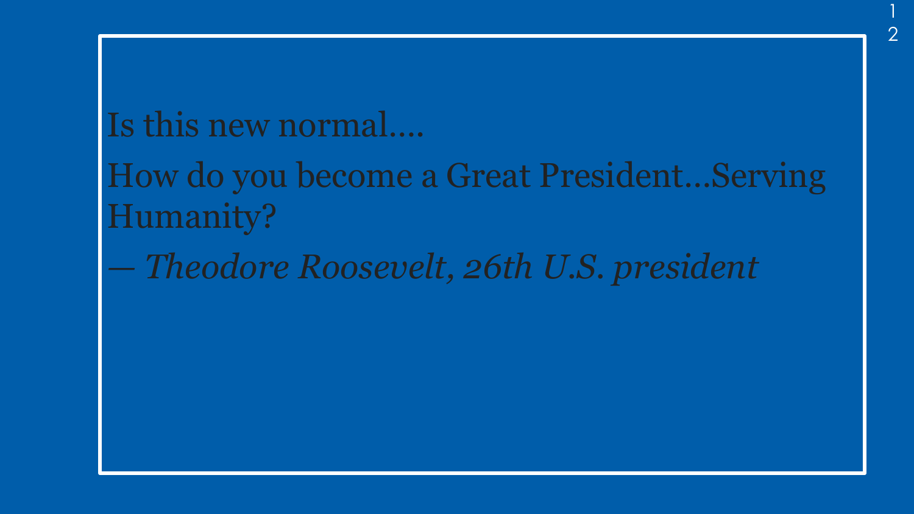Is this new normal….

How do you become a Great President…Serving Humanity?

*— Theodore Roosevelt, 26th U.S. president*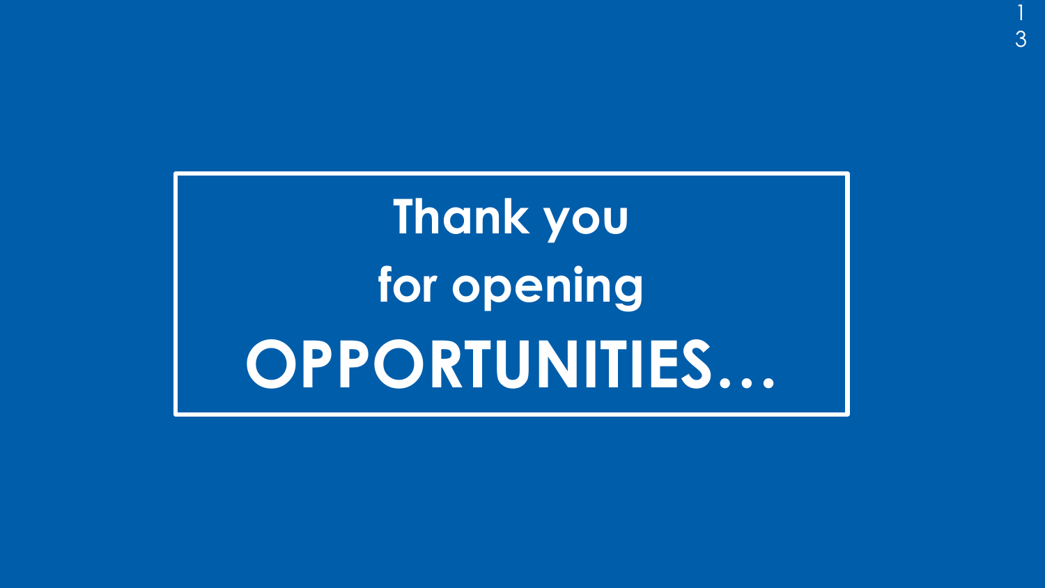**Thank you**

**for opening**

**OPPORTUNITIES…**